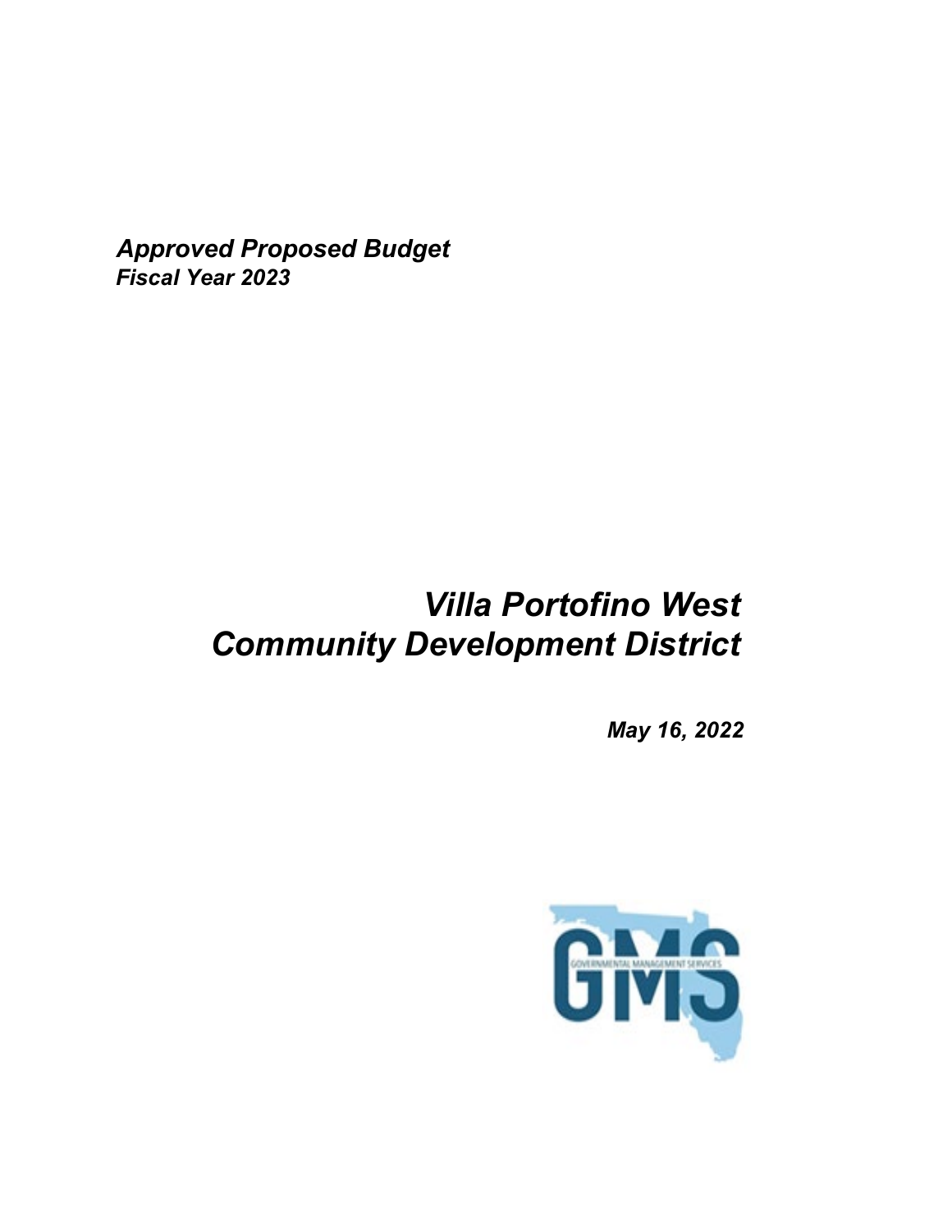***Approved Proposed Budget***
***Fiscal Year 2023***

# *Villa Portofino West Community Development District*

***May 16, 2022***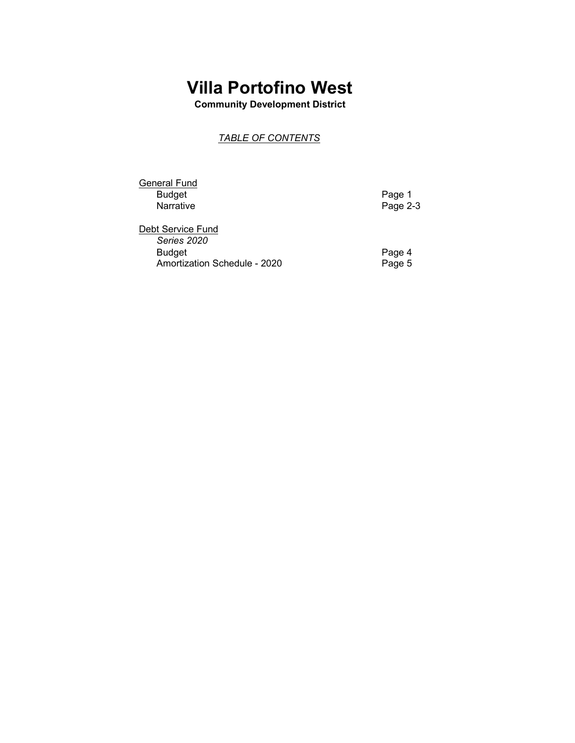# Villa Portofino West

**Community Development District**

*TABLE OF CONTENTS*

| | |
|---|---|
| General Fund | |
| Budget | Page 1 |
| Narrative | Page 2-3 |
| | |
| Debt Service Fund | |
| *Series 2020* | |
| Budget | Page 4 |
| Amortization Schedule - 2020 | Page 5 |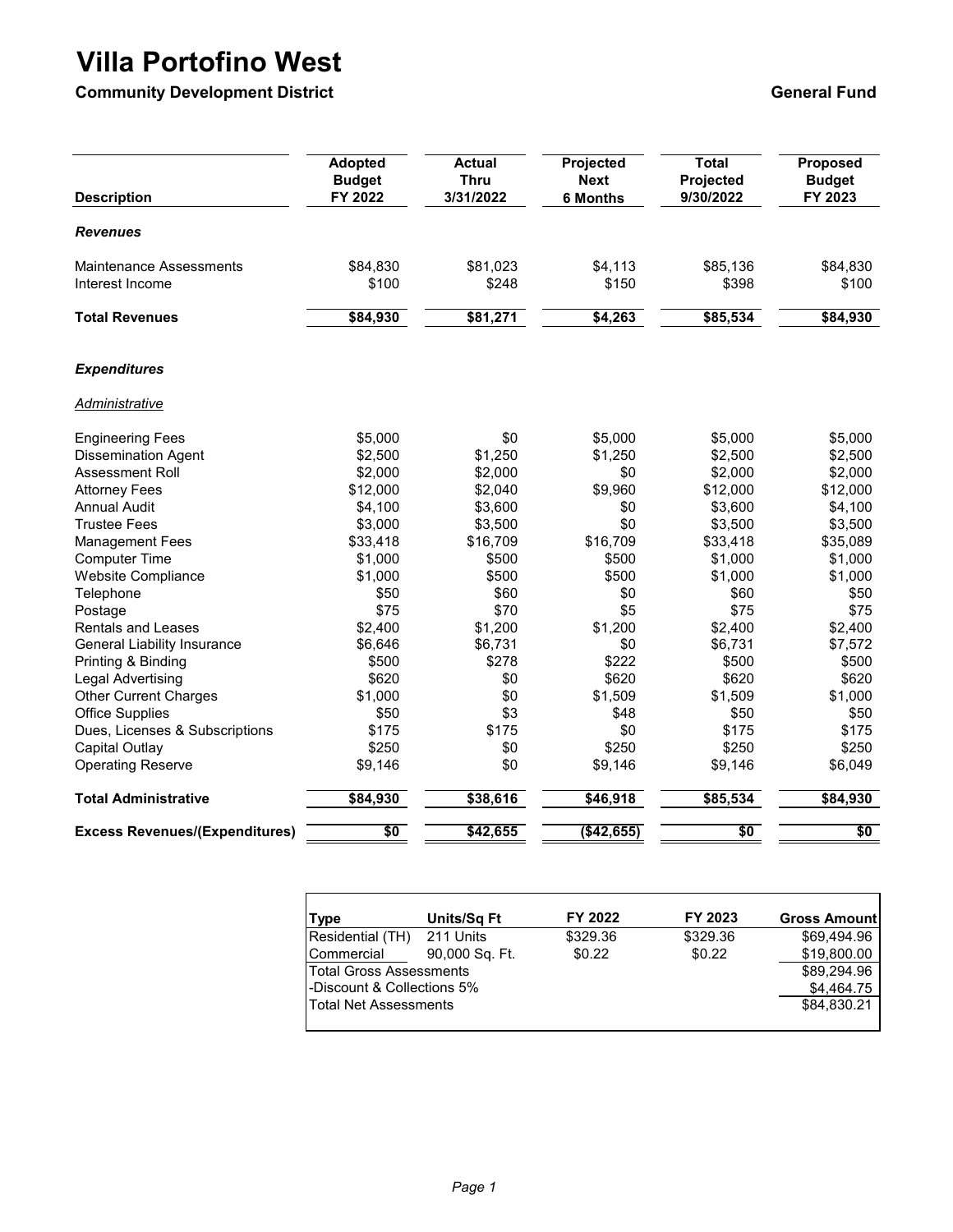# Villa Portofino West

**Community Development District** **General Fund**

| Description | Adopted Budget FY 2022 | Actual Thru 3/31/2022 | Projected Next 6 Months | Total Projected 9/30/2022 | Proposed Budget FY 2023 |
|---|---|---|---|---|---|
| ***Revenues*** | | | | | |
| Maintenance Assessments | $84,830 | $81,023 | $4,113 | $85,136 | $84,830 |
| Interest Income | $100 | $248 | $150 | $398 | $100 |
| **Total Revenues** | **$84,930** | **$81,271** | **$4,263** | **$85,534** | **$84,930** |
| ***Expenditures*** | | | | | |
| *Administrative* | | | | | |
| Engineering Fees | $5,000 | $0 | $5,000 | $5,000 | $5,000 |
| Dissemination Agent | $2,500 | $1,250 | $1,250 | $2,500 | $2,500 |
| Assessment Roll | $2,000 | $2,000 | $0 | $2,000 | $2,000 |
| Attorney Fees | $12,000 | $2,040 | $9,960 | $12,000 | $12,000 |
| Annual Audit | $4,100 | $3,600 | $0 | $3,600 | $4,100 |
| Trustee Fees | $3,000 | $3,500 | $0 | $3,500 | $3,500 |
| Management Fees | $33,418 | $16,709 | $16,709 | $33,418 | $35,089 |
| Computer Time | $1,000 | $500 | $500 | $1,000 | $1,000 |
| Website Compliance | $1,000 | $500 | $500 | $1,000 | $1,000 |
| Telephone | $50 | $60 | $0 | $60 | $50 |
| Postage | $75 | $70 | $5 | $75 | $75 |
| Rentals and Leases | $2,400 | $1,200 | $1,200 | $2,400 | $2,400 |
| General Liability Insurance | $6,646 | $6,731 | $0 | $6,731 | $7,572 |
| Printing & Binding | $500 | $278 | $222 | $500 | $500 |
| Legal Advertising | $620 | $0 | $620 | $620 | $620 |
| Other Current Charges | $1,000 | $0 | $1,509 | $1,509 | $1,000 |
| Office Supplies | $50 | $3 | $48 | $50 | $50 |
| Dues, Licenses & Subscriptions | $175 | $175 | $0 | $175 | $175 |
| Capital Outlay | $250 | $0 | $250 | $250 | $250 |
| Operating Reserve | $9,146 | $0 | $9,146 | $9,146 | $6,049 |
| **Total Administrative** | **$84,930** | **$38,616** | **$46,918** | **$85,534** | **$84,930** |
| **Excess Revenues/(Expenditures)** | **$0** | **$42,655** | **($42,655)** | **$0** | **$0** |

| Type | Units/Sq Ft | FY 2022 | FY 2023 | Gross Amount |
|---|---|---|---|---|
| Residential (TH) | 211 Units | $329.36 | $329.36 | $69,494.96 |
| Commercial | 90,000 Sq. Ft. | $0.22 | $0.22 | $19,800.00 |
| Total Gross Assessments | | | | $89,294.96 |
| -Discount & Collections 5% | | | | $4,464.75 |
| Total Net Assessments | | | | $84,830.21 |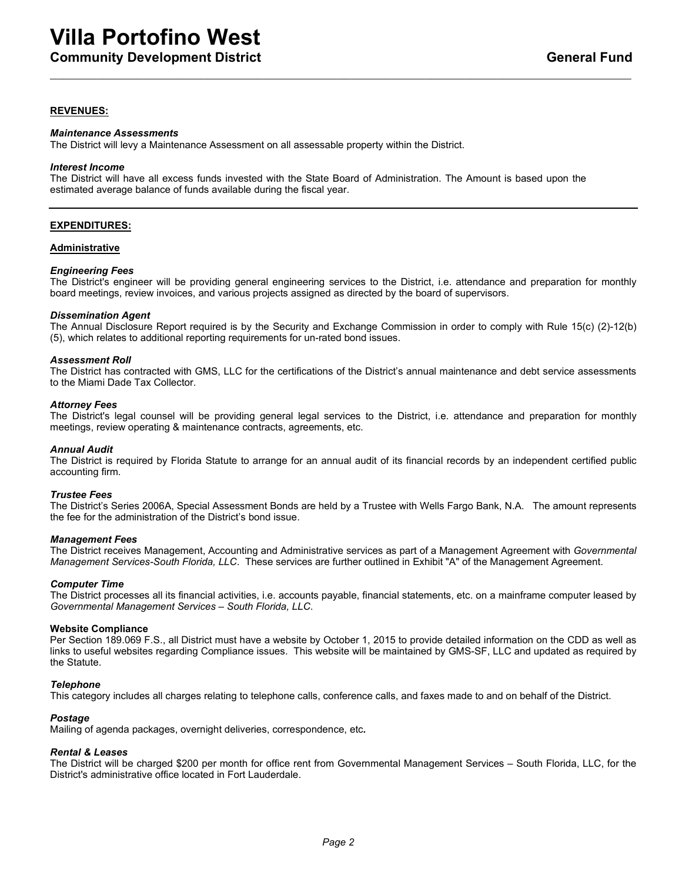# Villa Portofino West

## Community Development District

**General Fund**

---

**REVENUES:**

***Maintenance Assessments***
The District will levy a Maintenance Assessment on all assessable property within the District.

***Interest Income***
The District will have all excess funds invested with the State Board of Administration. The Amount is based upon the estimated average balance of funds available during the fiscal year.

---

**EXPENDITURES:**

**Administrative**

***Engineering Fees***
The District's engineer will be providing general engineering services to the District, i.e. attendance and preparation for monthly board meetings, review invoices, and various projects assigned as directed by the board of supervisors.

***Dissemination Agent***
The Annual Disclosure Report required is by the Security and Exchange Commission in order to comply with Rule 15(c) (2)-12(b) (5), which relates to additional reporting requirements for un-rated bond issues.

***Assessment Roll***
The District has contracted with GMS, LLC for the certifications of the District's annual maintenance and debt service assessments to the Miami Dade Tax Collector.

***Attorney Fees***
The District's legal counsel will be providing general legal services to the District, i.e. attendance and preparation for monthly meetings, review operating & maintenance contracts, agreements, etc.

***Annual Audit***
The District is required by Florida Statute to arrange for an annual audit of its financial records by an independent certified public accounting firm.

***Trustee Fees***
The District's Series 2006A, Special Assessment Bonds are held by a Trustee with Wells Fargo Bank, N.A. The amount represents the fee for the administration of the District's bond issue.

***Management Fees***
The District receives Management, Accounting and Administrative services as part of a Management Agreement with *Governmental Management Services-South Florida, LLC*. These services are further outlined in Exhibit "A" of the Management Agreement.

***Computer Time***
The District processes all its financial activities, i.e. accounts payable, financial statements, etc. on a mainframe computer leased by *Governmental Management Services – South Florida, LLC*.

**Website Compliance**
Per Section 189.069 F.S., all District must have a website by October 1, 2015 to provide detailed information on the CDD as well as links to useful websites regarding Compliance issues. This website will be maintained by GMS-SF, LLC and updated as required by the Statute.

***Telephone***
This category includes all charges relating to telephone calls, conference calls, and faxes made to and on behalf of the District.

***Postage***
Mailing of agenda packages, overnight deliveries, correspondence, etc**.**

***Rental & Leases***
The District will be charged $200 per month for office rent from Governmental Management Services – South Florida, LLC, for the District's administrative office located in Fort Lauderdale.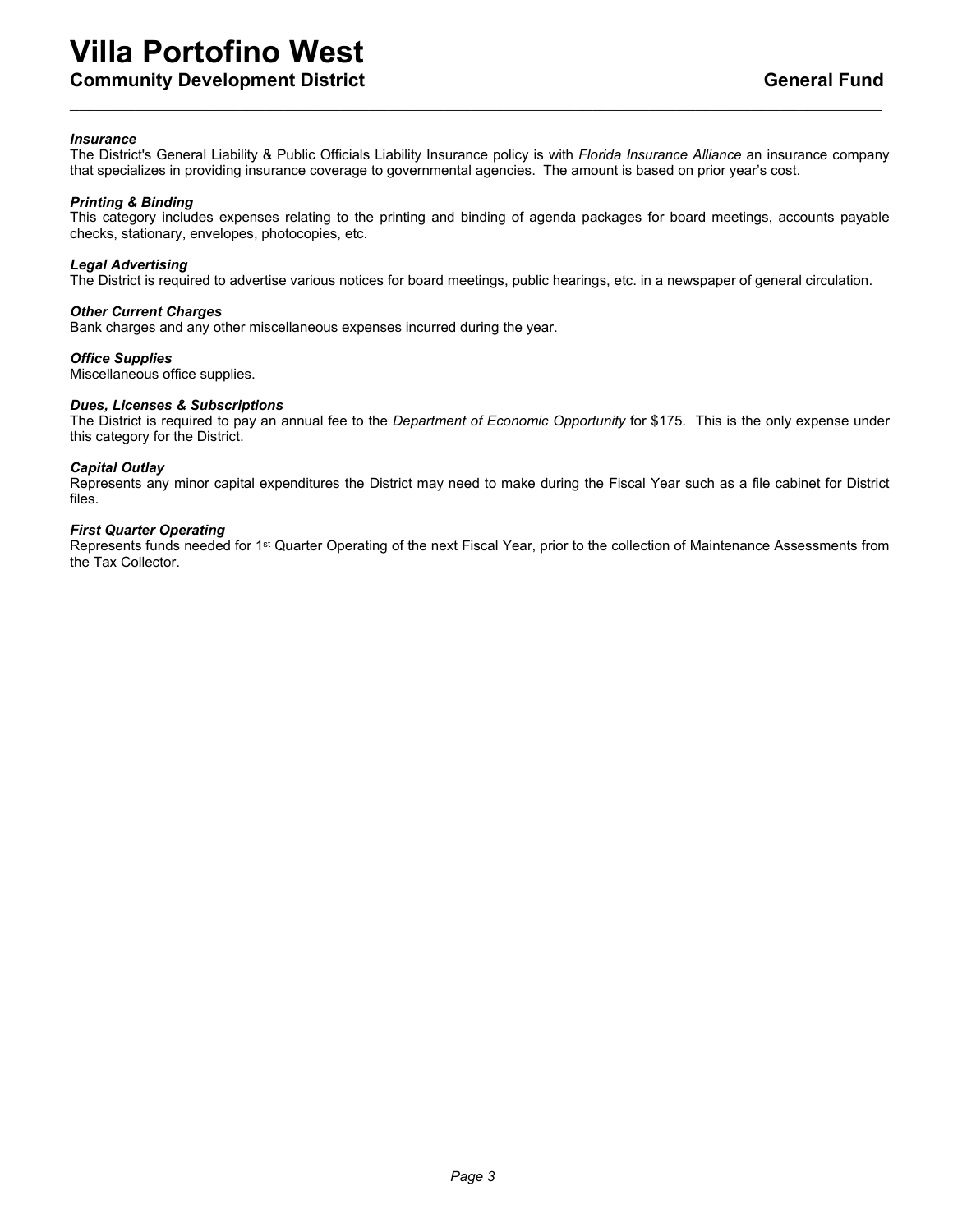# Villa Portofino West

## Community Development District — General Fund

***Insurance***
The District's General Liability & Public Officials Liability Insurance policy is with *Florida Insurance Alliance* an insurance company that specializes in providing insurance coverage to governmental agencies. The amount is based on prior year's cost.

***Printing & Binding***
This category includes expenses relating to the printing and binding of agenda packages for board meetings, accounts payable checks, stationary, envelopes, photocopies, etc.

***Legal Advertising***
The District is required to advertise various notices for board meetings, public hearings, etc. in a newspaper of general circulation.

***Other Current Charges***
Bank charges and any other miscellaneous expenses incurred during the year.

***Office Supplies***
Miscellaneous office supplies.

***Dues, Licenses & Subscriptions***
The District is required to pay an annual fee to the *Department of Economic Opportunity* for $175. This is the only expense under this category for the District.

***Capital Outlay***
Represents any minor capital expenditures the District may need to make during the Fiscal Year such as a file cabinet for District files.

***First Quarter Operating***
Represents funds needed for 1st Quarter Operating of the next Fiscal Year, prior to the collection of Maintenance Assessments from the Tax Collector.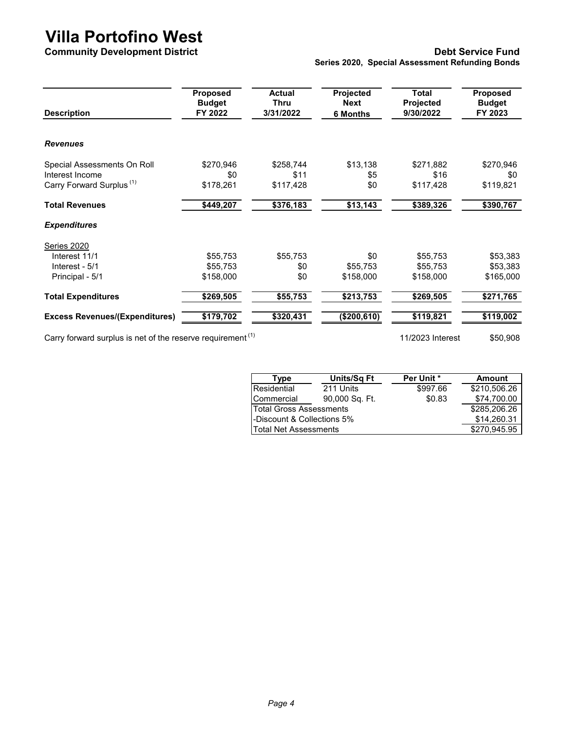# Villa Portofino West

**Community Development District**

**Debt Service Fund**

**Series 2020, Special Assessment Refunding Bonds**

| Description | Proposed Budget FY 2022 | Actual Thru 3/31/2022 | Projected Next 6 Months | Total Projected 9/30/2022 | Proposed Budget FY 2023 |
|---|---|---|---|---|---|
| ***Revenues*** | | | | | |
| Special Assessments On Roll | $270,946 | $258,744 | $13,138 | $271,882 | $270,946 |
| Interest Income | $0 | $11 | $5 | $16 | $0 |
| Carry Forward Surplus (1) | $178,261 | $117,428 | $0 | $117,428 | $119,821 |
| **Total Revenues** | **$449,207** | **$376,183** | **$13,143** | **$389,326** | **$390,767** |
| ***Expenditures*** | | | | | |
| Series 2020 | | | | | |
| Interest 11/1 | $55,753 | $55,753 | $0 | $55,753 | $53,383 |
| Interest - 5/1 | $55,753 | $0 | $55,753 | $55,753 | $53,383 |
| Principal - 5/1 | $158,000 | $0 | $158,000 | $158,000 | $165,000 |
| **Total Expenditures** | **$269,505** | **$55,753** | **$213,753** | **$269,505** | **$271,765** |
| **Excess Revenues/(Expenditures)** | **$179,702** | **$320,431** | **($200,610)** | **$119,821** | **$119,002** |

Carry forward surplus is net of the reserve requirement (1)

11/2023 Interest $50,908

| Type | Units/Sq Ft | Per Unit * | Amount |
|---|---|---|---|
| Residential | 211 Units | $997.66 | $210,506.26 |
| Commercial | 90,000 Sq. Ft. | $0.83 | $74,700.00 |
| Total Gross Assessments | | | $285,206.26 |
| -Discount & Collections 5% | | | $14,260.31 |
| Total Net Assessments | | | $270,945.95 |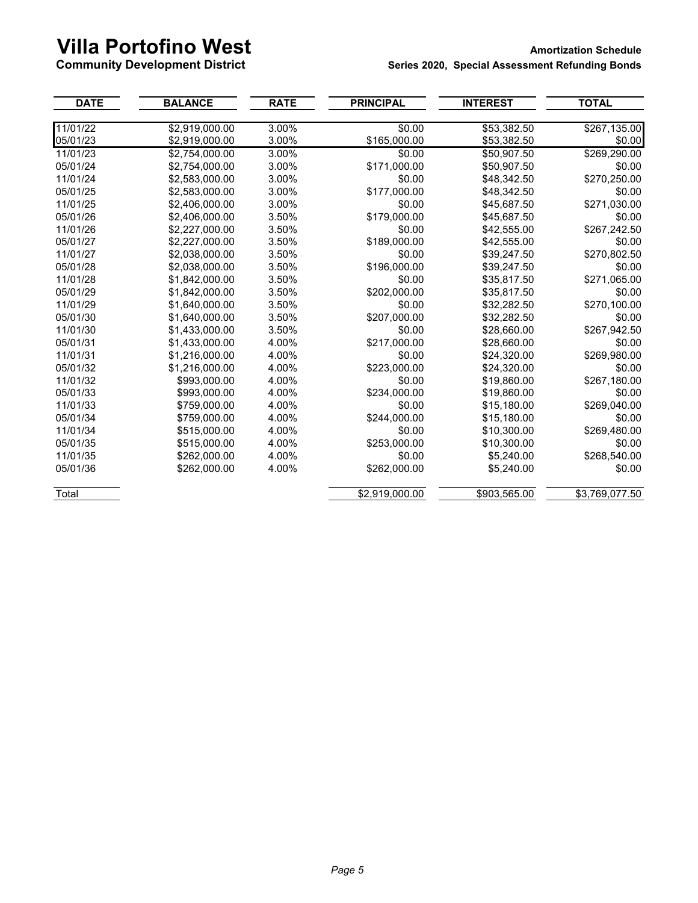# Villa Portofino West

**Community Development District**

**Amortization Schedule**

**Series 2020, Special Assessment Refunding Bonds**

| DATE | BALANCE | RATE | PRINCIPAL | INTEREST | TOTAL |
|---|---|---|---|---|---|
| 11/01/22 | $2,919,000.00 | 3.00% | $0.00 | $53,382.50 | $267,135.00 |
| 05/01/23 | $2,919,000.00 | 3.00% | $165,000.00 | $53,382.50 | $0.00 |
| 11/01/23 | $2,754,000.00 | 3.00% | $0.00 | $50,907.50 | $269,290.00 |
| 05/01/24 | $2,754,000.00 | 3.00% | $171,000.00 | $50,907.50 | $0.00 |
| 11/01/24 | $2,583,000.00 | 3.00% | $0.00 | $48,342.50 | $270,250.00 |
| 05/01/25 | $2,583,000.00 | 3.00% | $177,000.00 | $48,342.50 | $0.00 |
| 11/01/25 | $2,406,000.00 | 3.00% | $0.00 | $45,687.50 | $271,030.00 |
| 05/01/26 | $2,406,000.00 | 3.50% | $179,000.00 | $45,687.50 | $0.00 |
| 11/01/26 | $2,227,000.00 | 3.50% | $0.00 | $42,555.00 | $267,242.50 |
| 05/01/27 | $2,227,000.00 | 3.50% | $189,000.00 | $42,555.00 | $0.00 |
| 11/01/27 | $2,038,000.00 | 3.50% | $0.00 | $39,247.50 | $270,802.50 |
| 05/01/28 | $2,038,000.00 | 3.50% | $196,000.00 | $39,247.50 | $0.00 |
| 11/01/28 | $1,842,000.00 | 3.50% | $0.00 | $35,817.50 | $271,065.00 |
| 05/01/29 | $1,842,000.00 | 3.50% | $202,000.00 | $35,817.50 | $0.00 |
| 11/01/29 | $1,640,000.00 | 3.50% | $0.00 | $32,282.50 | $270,100.00 |
| 05/01/30 | $1,640,000.00 | 3.50% | $207,000.00 | $32,282.50 | $0.00 |
| 11/01/30 | $1,433,000.00 | 3.50% | $0.00 | $28,660.00 | $267,942.50 |
| 05/01/31 | $1,433,000.00 | 4.00% | $217,000.00 | $28,660.00 | $0.00 |
| 11/01/31 | $1,216,000.00 | 4.00% | $0.00 | $24,320.00 | $269,980.00 |
| 05/01/32 | $1,216,000.00 | 4.00% | $223,000.00 | $24,320.00 | $0.00 |
| 11/01/32 | $993,000.00 | 4.00% | $0.00 | $19,860.00 | $267,180.00 |
| 05/01/33 | $993,000.00 | 4.00% | $234,000.00 | $19,860.00 | $0.00 |
| 11/01/33 | $759,000.00 | 4.00% | $0.00 | $15,180.00 | $269,040.00 |
| 05/01/34 | $759,000.00 | 4.00% | $244,000.00 | $15,180.00 | $0.00 |
| 11/01/34 | $515,000.00 | 4.00% | $0.00 | $10,300.00 | $269,480.00 |
| 05/01/35 | $515,000.00 | 4.00% | $253,000.00 | $10,300.00 | $0.00 |
| 11/01/35 | $262,000.00 | 4.00% | $0.00 | $5,240.00 | $268,540.00 |
| 05/01/36 | $262,000.00 | 4.00% | $262,000.00 | $5,240.00 | $0.00 |
| Total | | | $2,919,000.00 | $903,565.00 | $3,769,077.50 |